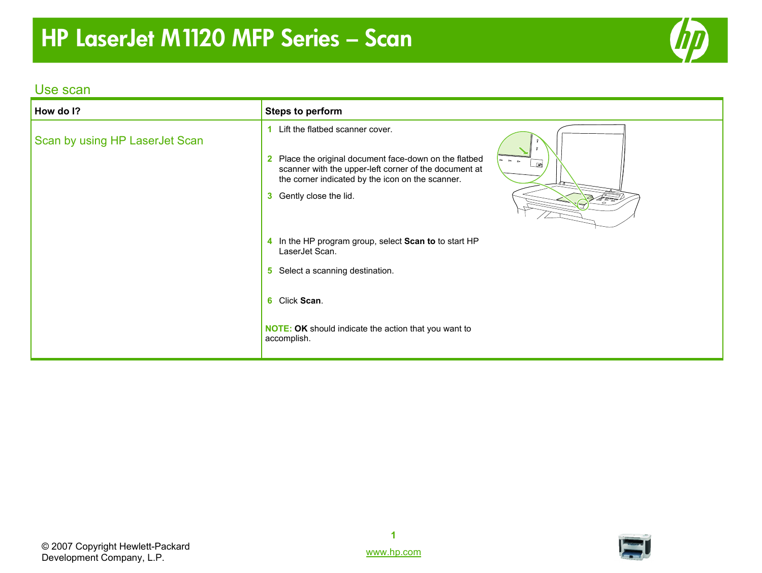# HP LaserJet M1120 MFP Series – Scan

## Use scan

| How do I? | Steps to perform |
|---|---|
| Scan by using HP LaserJet Scan | **1** Lift the flatbed scanner cover.<br><br>**2** Place the original document face-down on the flatbed scanner with the upper-left corner of the document at the corner indicated by the icon on the scanner.<br><br>**3** Gently close the lid.<br><br>**4** In the HP program group, select **Scan to** to start HP LaserJet Scan.<br><br>**5** Select a scanning destination.<br><br>**6** Click **Scan**.<br><br>**NOTE:** **OK** should indicate the action that you want to accomplish. |

© 2007 Copyright Hewlett-Packard Development Company, L.P.

www.hp.com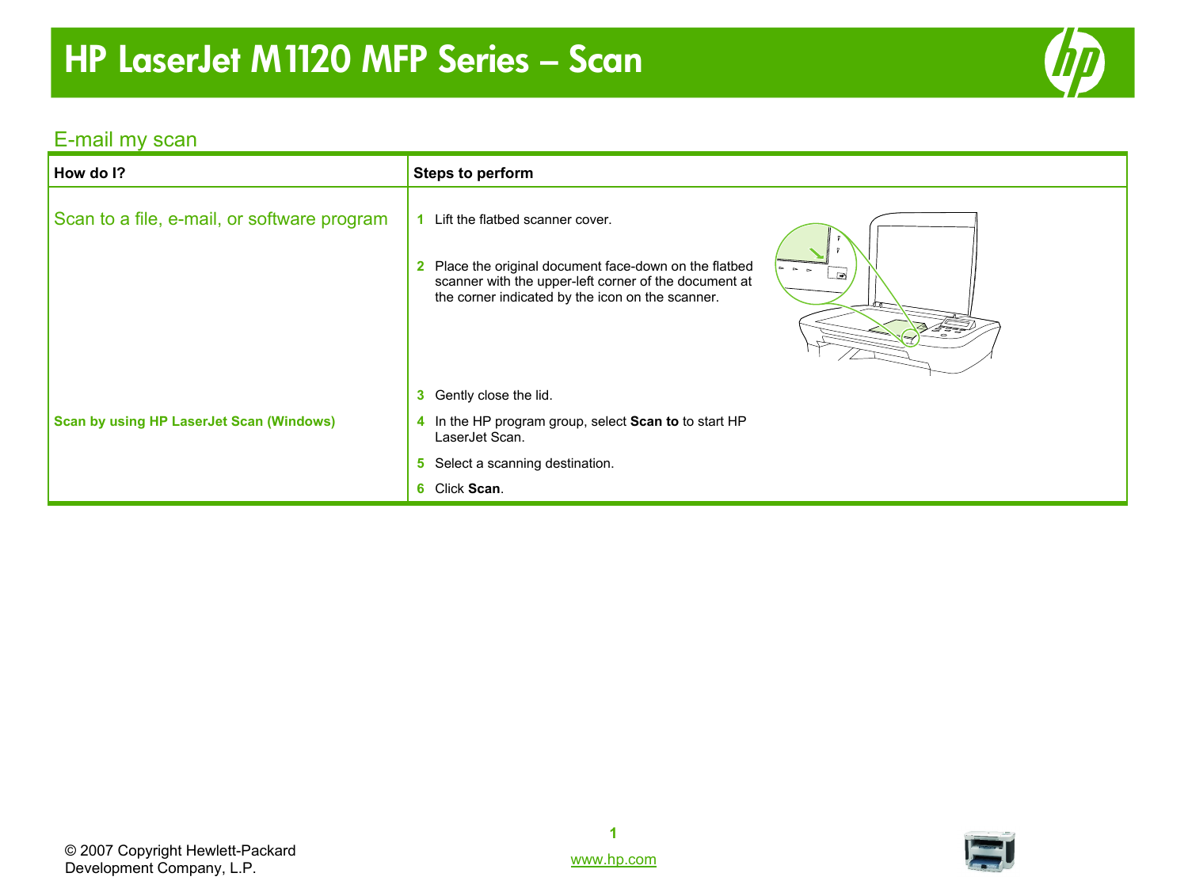# HP LaserJet M1120 MFP Series – Scan

## E-mail my scan

| How do I? | Steps to perform |
|---|---|
| Scan to a file, e-mail, or software program | 1 Lift the flatbed scanner cover.<br>2 Place the original document face-down on the flatbed scanner with the upper-left corner of the document at the corner indicated by the icon on the scanner.<br>3 Gently close the lid. |
| **Scan by using HP LaserJet Scan (Windows)** | 4 In the HP program group, select **Scan to** to start HP LaserJet Scan.<br>5 Select a scanning destination.<br>6 Click **Scan**. |

© 2007 Copyright Hewlett-Packard Development Company, L.P.

www.hp.com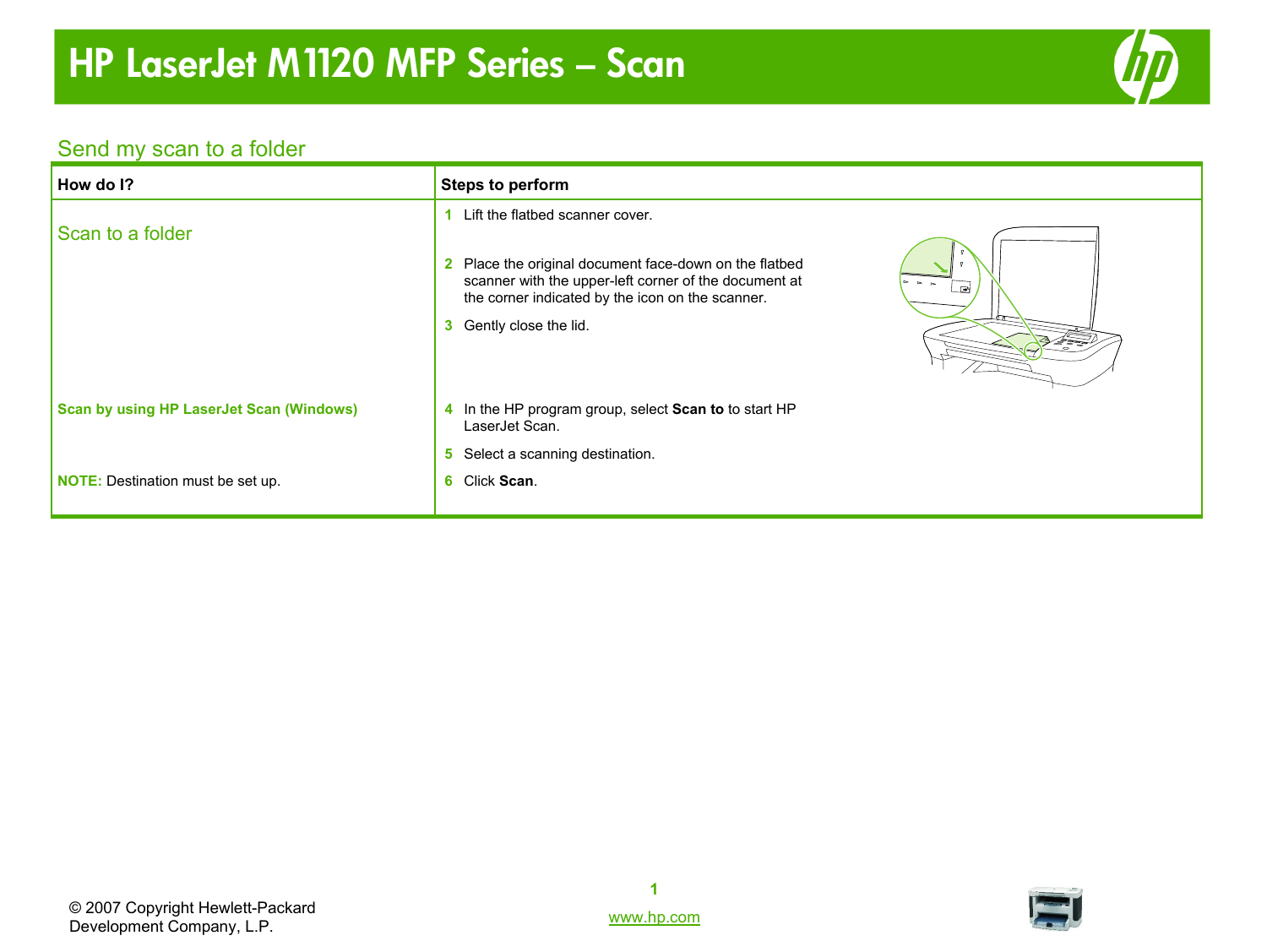# HP LaserJet M1120 MFP Series – Scan

## Send my scan to a folder

| How do I? | Steps to perform |
|---|---|
| Scan to a folder | **1** Lift the flatbed scanner cover.<br><br>**2** Place the original document face-down on the flatbed scanner with the upper-left corner of the document at the corner indicated by the icon on the scanner.<br><br>**3** Gently close the lid. |
| **Scan by using HP LaserJet Scan (Windows)** | **4** In the HP program group, select **Scan to** to start HP LaserJet Scan.<br><br>**5** Select a scanning destination. |
| **NOTE:** Destination must be set up. | **6** Click **Scan**. |

© 2007 Copyright Hewlett-Packard Development Company, L.P.

www.hp.com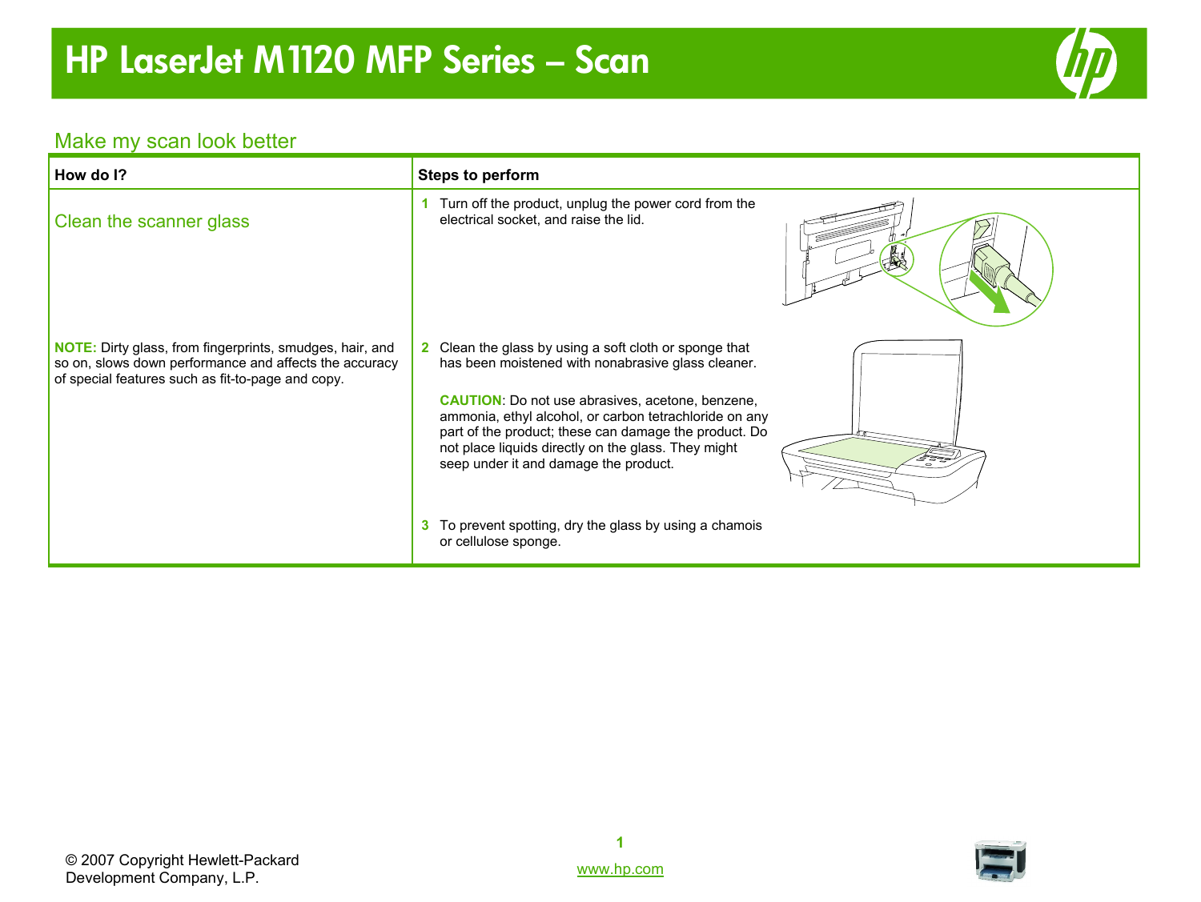# HP LaserJet M1120 MFP Series – Scan

## Make my scan look better

| How do I? | Steps to perform |
|---|---|
| Clean the scanner glass | **1** Turn off the product, unplug the power cord from the electrical socket, and raise the lid. |
| **NOTE:** Dirty glass, from fingerprints, smudges, hair, and so on, slows down performance and affects the accuracy of special features such as fit-to-page and copy. | **2** Clean the glass by using a soft cloth or sponge that has been moistened with nonabrasive glass cleaner.<br><br>**CAUTION**: Do not use abrasives, acetone, benzene, ammonia, ethyl alcohol, or carbon tetrachloride on any part of the product; these can damage the product. Do not place liquids directly on the glass. They might seep under it and damage the product. |
| | **3** To prevent spotting, dry the glass by using a chamois or cellulose sponge. |

© 2007 Copyright Hewlett-Packard Development Company, L.P.

www.hp.com